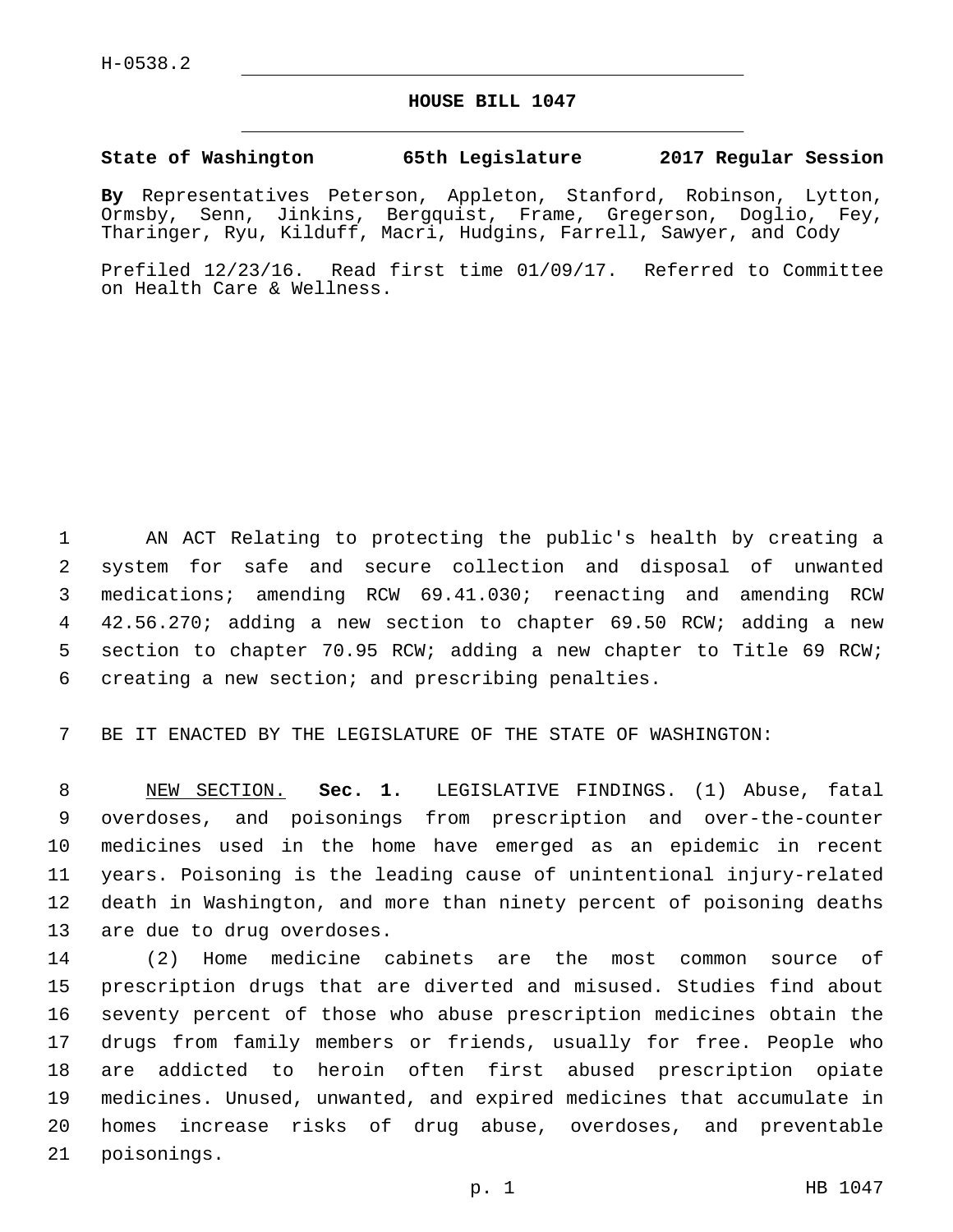H-0538.2

# HOUSE BILL 1047

**State of Washington 65th Legislature 2017 Regular Session**

**By** Representatives Peterson, Appleton, Stanford, Robinson, Lytton, Ormsby, Senn, Jinkins, Bergquist, Frame, Gregerson, Doglio, Fey, Tharinger, Ryu, Kilduff, Macri, Hudgins, Farrell, Sawyer, and Cody

Prefiled 12/23/16. Read first time 01/09/17. Referred to Committee on Health Care & Wellness.

AN ACT Relating to protecting the public's health by creating a system for safe and secure collection and disposal of unwanted medications; amending RCW 69.41.030; reenacting and amending RCW 42.56.270; adding a new section to chapter 69.50 RCW; adding a new section to chapter 70.95 RCW; adding a new chapter to Title 69 RCW; creating a new section; and prescribing penalties.

BE IT ENACTED BY THE LEGISLATURE OF THE STATE OF WASHINGTON:

NEW SECTION. **Sec. 1.** LEGISLATIVE FINDINGS. (1) Abuse, fatal overdoses, and poisonings from prescription and over-the-counter medicines used in the home have emerged as an epidemic in recent years. Poisoning is the leading cause of unintentional injury-related death in Washington, and more than ninety percent of poisoning deaths are due to drug overdoses.

(2) Home medicine cabinets are the most common source of prescription drugs that are diverted and misused. Studies find about seventy percent of those who abuse prescription medicines obtain the drugs from family members or friends, usually for free. People who are addicted to heroin often first abused prescription opiate medicines. Unused, unwanted, and expired medicines that accumulate in homes increase risks of drug abuse, overdoses, and preventable poisonings.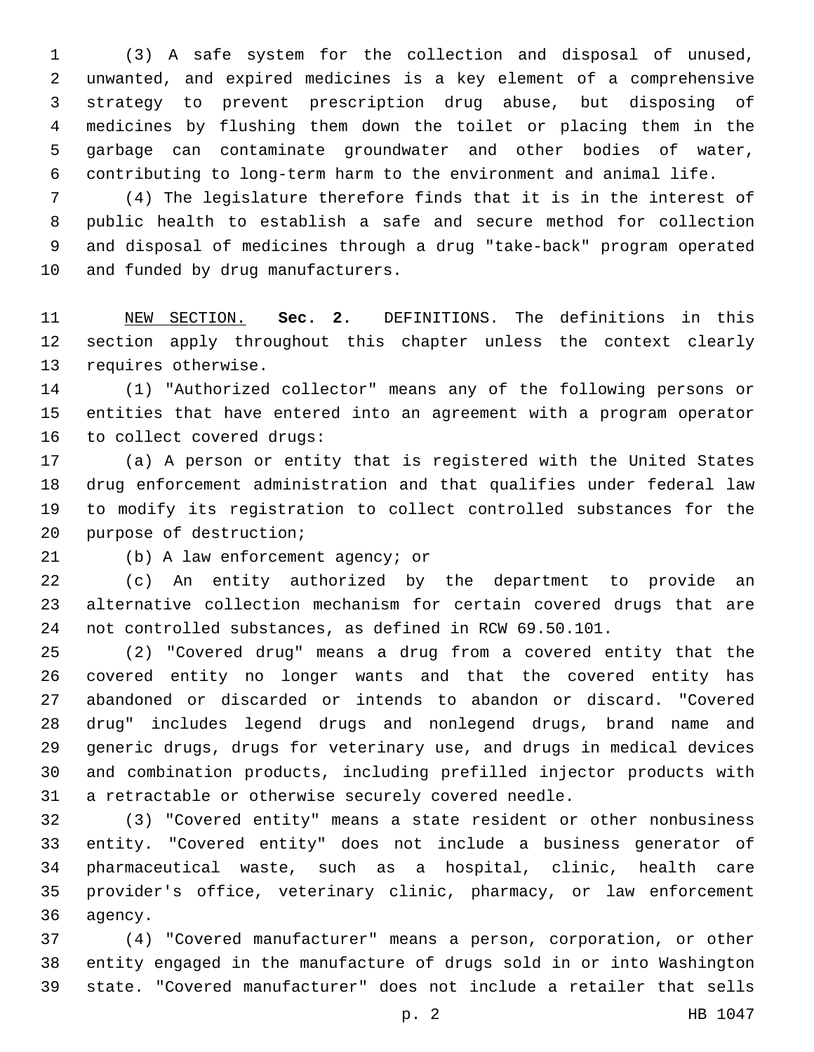(3) A safe system for the collection and disposal of unused, unwanted, and expired medicines is a key element of a comprehensive strategy to prevent prescription drug abuse, but disposing of medicines by flushing them down the toilet or placing them in the garbage can contaminate groundwater and other bodies of water, contributing to long-term harm to the environment and animal life.

(4) The legislature therefore finds that it is in the interest of public health to establish a safe and secure method for collection and disposal of medicines through a drug "take-back" program operated and funded by drug manufacturers.

NEW SECTION. **Sec. 2.** DEFINITIONS. The definitions in this section apply throughout this chapter unless the context clearly requires otherwise.

(1) "Authorized collector" means any of the following persons or entities that have entered into an agreement with a program operator to collect covered drugs:

(a) A person or entity that is registered with the United States drug enforcement administration and that qualifies under federal law to modify its registration to collect controlled substances for the purpose of destruction;

(b) A law enforcement agency; or

(c) An entity authorized by the department to provide an alternative collection mechanism for certain covered drugs that are not controlled substances, as defined in RCW 69.50.101.

(2) "Covered drug" means a drug from a covered entity that the covered entity no longer wants and that the covered entity has abandoned or discarded or intends to abandon or discard. "Covered drug" includes legend drugs and nonlegend drugs, brand name and generic drugs, drugs for veterinary use, and drugs in medical devices and combination products, including prefilled injector products with a retractable or otherwise securely covered needle.

(3) "Covered entity" means a state resident or other nonbusiness entity. "Covered entity" does not include a business generator of pharmaceutical waste, such as a hospital, clinic, health care provider's office, veterinary clinic, pharmacy, or law enforcement agency.

(4) "Covered manufacturer" means a person, corporation, or other entity engaged in the manufacture of drugs sold in or into Washington state. "Covered manufacturer" does not include a retailer that sells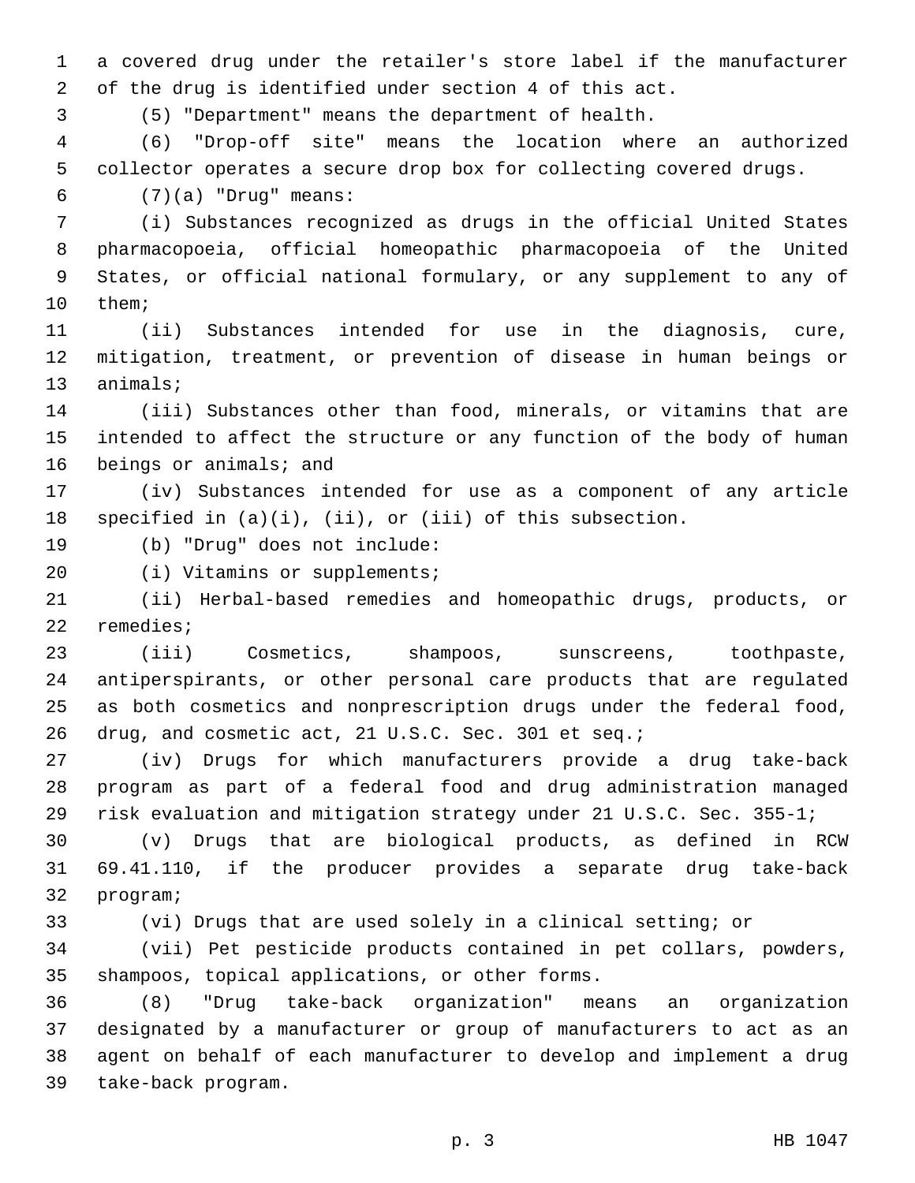a covered drug under the retailer's store label if the manufacturer of the drug is identified under section 4 of this act.

(5) "Department" means the department of health.

(6) "Drop-off site" means the location where an authorized collector operates a secure drop box for collecting covered drugs.

(7)(a) "Drug" means:

(i) Substances recognized as drugs in the official United States pharmacopoeia, official homeopathic pharmacopoeia of the United States, or official national formulary, or any supplement to any of them;

(ii) Substances intended for use in the diagnosis, cure, mitigation, treatment, or prevention of disease in human beings or animals;

(iii) Substances other than food, minerals, or vitamins that are intended to affect the structure or any function of the body of human beings or animals; and

(iv) Substances intended for use as a component of any article specified in (a)(i), (ii), or (iii) of this subsection.

(b) "Drug" does not include:

(i) Vitamins or supplements;

(ii) Herbal-based remedies and homeopathic drugs, products, or remedies;

(iii) Cosmetics, shampoos, sunscreens, toothpaste, antiperspirants, or other personal care products that are regulated as both cosmetics and nonprescription drugs under the federal food, drug, and cosmetic act, 21 U.S.C. Sec. 301 et seq.;

(iv) Drugs for which manufacturers provide a drug take-back program as part of a federal food and drug administration managed risk evaluation and mitigation strategy under 21 U.S.C. Sec. 355-1;

(v) Drugs that are biological products, as defined in RCW 69.41.110, if the producer provides a separate drug take-back program;

(vi) Drugs that are used solely in a clinical setting; or

(vii) Pet pesticide products contained in pet collars, powders, shampoos, topical applications, or other forms.

(8) "Drug take-back organization" means an organization designated by a manufacturer or group of manufacturers to act as an agent on behalf of each manufacturer to develop and implement a drug take-back program.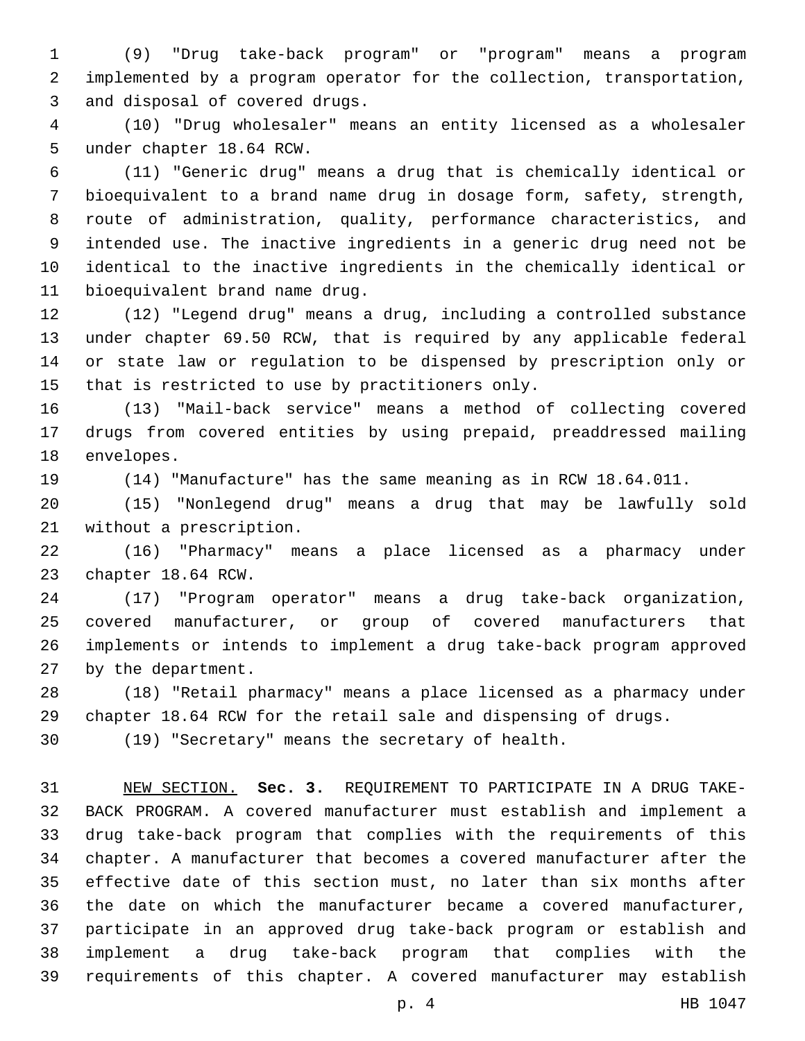(9) "Drug take-back program" or "program" means a program implemented by a program operator for the collection, transportation, and disposal of covered drugs.

(10) "Drug wholesaler" means an entity licensed as a wholesaler under chapter 18.64 RCW.

(11) "Generic drug" means a drug that is chemically identical or bioequivalent to a brand name drug in dosage form, safety, strength, route of administration, quality, performance characteristics, and intended use. The inactive ingredients in a generic drug need not be identical to the inactive ingredients in the chemically identical or bioequivalent brand name drug.

(12) "Legend drug" means a drug, including a controlled substance under chapter 69.50 RCW, that is required by any applicable federal or state law or regulation to be dispensed by prescription only or that is restricted to use by practitioners only.

(13) "Mail-back service" means a method of collecting covered drugs from covered entities by using prepaid, preaddressed mailing envelopes.

(14) "Manufacture" has the same meaning as in RCW 18.64.011.

(15) "Nonlegend drug" means a drug that may be lawfully sold without a prescription.

(16) "Pharmacy" means a place licensed as a pharmacy under chapter 18.64 RCW.

(17) "Program operator" means a drug take-back organization, covered manufacturer, or group of covered manufacturers that implements or intends to implement a drug take-back program approved by the department.

(18) "Retail pharmacy" means a place licensed as a pharmacy under chapter 18.64 RCW for the retail sale and dispensing of drugs.

(19) "Secretary" means the secretary of health.

NEW SECTION. **Sec. 3.** REQUIREMENT TO PARTICIPATE IN A DRUG TAKE-BACK PROGRAM. A covered manufacturer must establish and implement a drug take-back program that complies with the requirements of this chapter. A manufacturer that becomes a covered manufacturer after the effective date of this section must, no later than six months after the date on which the manufacturer became a covered manufacturer, participate in an approved drug take-back program or establish and implement a drug take-back program that complies with the requirements of this chapter. A covered manufacturer may establish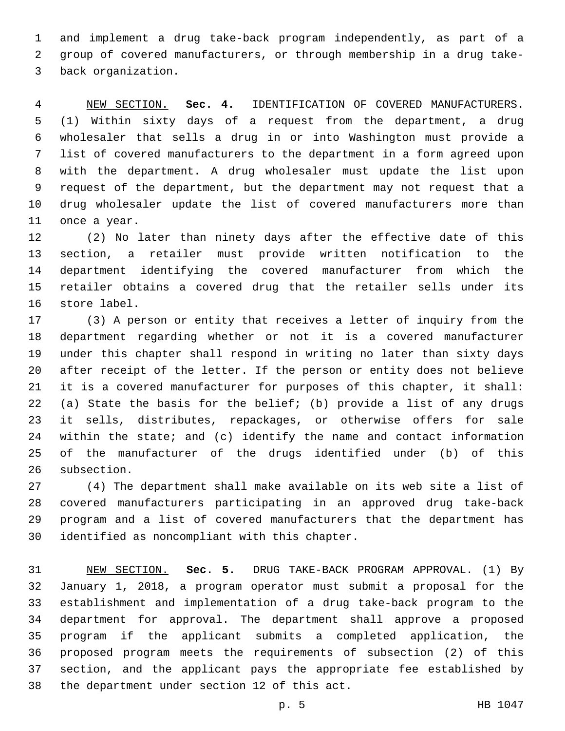and implement a drug take-back program independently, as part of a group of covered manufacturers, or through membership in a drug take-back organization.

NEW SECTION. **Sec. 4.** IDENTIFICATION OF COVERED MANUFACTURERS. (1) Within sixty days of a request from the department, a drug wholesaler that sells a drug in or into Washington must provide a list of covered manufacturers to the department in a form agreed upon with the department. A drug wholesaler must update the list upon request of the department, but the department may not request that a drug wholesaler update the list of covered manufacturers more than once a year.

(2) No later than ninety days after the effective date of this section, a retailer must provide written notification to the department identifying the covered manufacturer from which the retailer obtains a covered drug that the retailer sells under its store label.

(3) A person or entity that receives a letter of inquiry from the department regarding whether or not it is a covered manufacturer under this chapter shall respond in writing no later than sixty days after receipt of the letter. If the person or entity does not believe it is a covered manufacturer for purposes of this chapter, it shall: (a) State the basis for the belief; (b) provide a list of any drugs it sells, distributes, repackages, or otherwise offers for sale within the state; and (c) identify the name and contact information of the manufacturer of the drugs identified under (b) of this subsection.

(4) The department shall make available on its web site a list of covered manufacturers participating in an approved drug take-back program and a list of covered manufacturers that the department has identified as noncompliant with this chapter.

NEW SECTION. **Sec. 5.** DRUG TAKE-BACK PROGRAM APPROVAL. (1) By January 1, 2018, a program operator must submit a proposal for the establishment and implementation of a drug take-back program to the department for approval. The department shall approve a proposed program if the applicant submits a completed application, the proposed program meets the requirements of subsection (2) of this section, and the applicant pays the appropriate fee established by the department under section 12 of this act.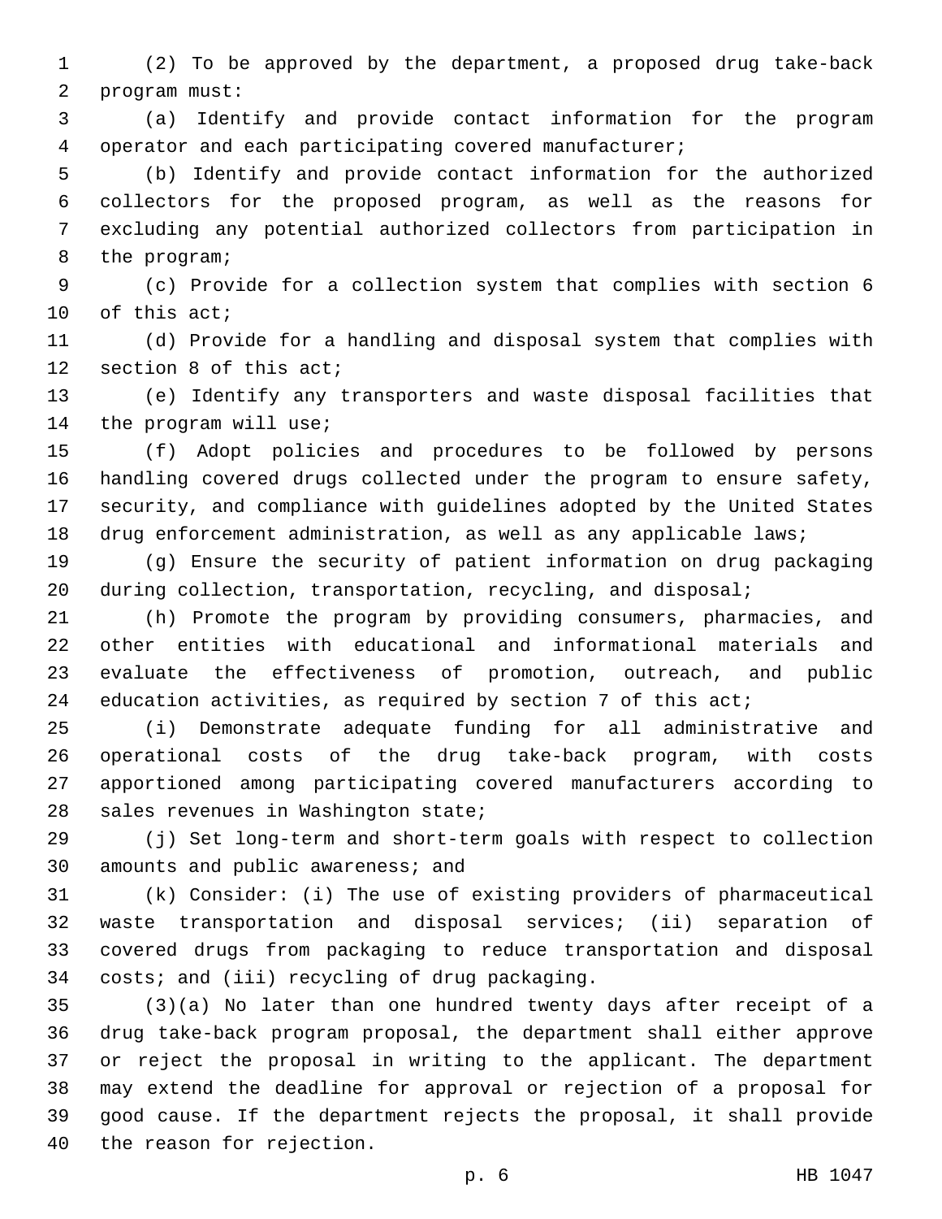(2) To be approved by the department, a proposed drug take-back program must:

(a) Identify and provide contact information for the program operator and each participating covered manufacturer;

(b) Identify and provide contact information for the authorized collectors for the proposed program, as well as the reasons for excluding any potential authorized collectors from participation in the program;

(c) Provide for a collection system that complies with section 6 of this act;

(d) Provide for a handling and disposal system that complies with section 8 of this act;

(e) Identify any transporters and waste disposal facilities that the program will use;

(f) Adopt policies and procedures to be followed by persons handling covered drugs collected under the program to ensure safety, security, and compliance with guidelines adopted by the United States drug enforcement administration, as well as any applicable laws;

(g) Ensure the security of patient information on drug packaging during collection, transportation, recycling, and disposal;

(h) Promote the program by providing consumers, pharmacies, and other entities with educational and informational materials and evaluate the effectiveness of promotion, outreach, and public education activities, as required by section 7 of this act;

(i) Demonstrate adequate funding for all administrative and operational costs of the drug take-back program, with costs apportioned among participating covered manufacturers according to sales revenues in Washington state;

(j) Set long-term and short-term goals with respect to collection amounts and public awareness; and

(k) Consider: (i) The use of existing providers of pharmaceutical waste transportation and disposal services; (ii) separation of covered drugs from packaging to reduce transportation and disposal costs; and (iii) recycling of drug packaging.

(3)(a) No later than one hundred twenty days after receipt of a drug take-back program proposal, the department shall either approve or reject the proposal in writing to the applicant. The department may extend the deadline for approval or rejection of a proposal for good cause. If the department rejects the proposal, it shall provide the reason for rejection.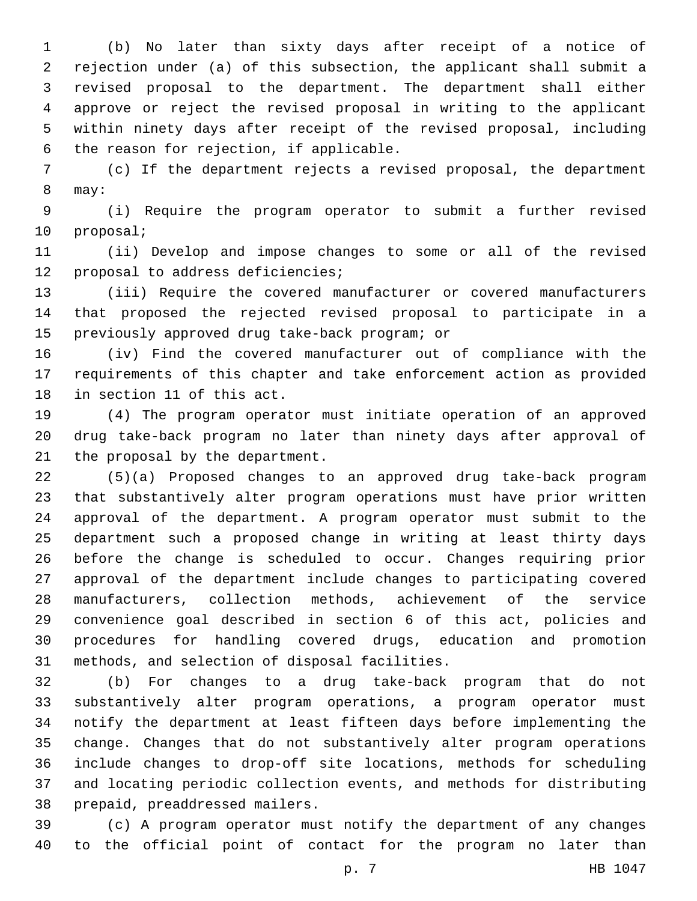(b) No later than sixty days after receipt of a notice of rejection under (a) of this subsection, the applicant shall submit a revised proposal to the department. The department shall either approve or reject the revised proposal in writing to the applicant within ninety days after receipt of the revised proposal, including the reason for rejection, if applicable.

(c) If the department rejects a revised proposal, the department may:

(i) Require the program operator to submit a further revised proposal;

(ii) Develop and impose changes to some or all of the revised proposal to address deficiencies;

(iii) Require the covered manufacturer or covered manufacturers that proposed the rejected revised proposal to participate in a previously approved drug take-back program; or

(iv) Find the covered manufacturer out of compliance with the requirements of this chapter and take enforcement action as provided in section 11 of this act.

(4) The program operator must initiate operation of an approved drug take-back program no later than ninety days after approval of the proposal by the department.

(5)(a) Proposed changes to an approved drug take-back program that substantively alter program operations must have prior written approval of the department. A program operator must submit to the department such a proposed change in writing at least thirty days before the change is scheduled to occur. Changes requiring prior approval of the department include changes to participating covered manufacturers, collection methods, achievement of the service convenience goal described in section 6 of this act, policies and procedures for handling covered drugs, education and promotion methods, and selection of disposal facilities.

(b) For changes to a drug take-back program that do not substantively alter program operations, a program operator must notify the department at least fifteen days before implementing the change. Changes that do not substantively alter program operations include changes to drop-off site locations, methods for scheduling and locating periodic collection events, and methods for distributing prepaid, preaddressed mailers.

(c) A program operator must notify the department of any changes to the official point of contact for the program no later than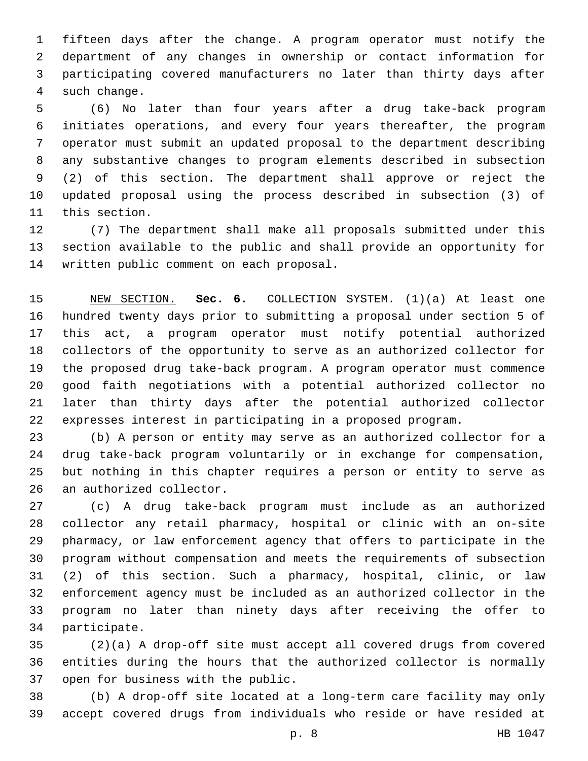fifteen days after the change. A program operator must notify the department of any changes in ownership or contact information for participating covered manufacturers no later than thirty days after such change.

(6) No later than four years after a drug take-back program initiates operations, and every four years thereafter, the program operator must submit an updated proposal to the department describing any substantive changes to program elements described in subsection (2) of this section. The department shall approve or reject the updated proposal using the process described in subsection (3) of this section.

(7) The department shall make all proposals submitted under this section available to the public and shall provide an opportunity for written public comment on each proposal.

NEW SECTION. **Sec. 6.** COLLECTION SYSTEM. (1)(a) At least one hundred twenty days prior to submitting a proposal under section 5 of this act, a program operator must notify potential authorized collectors of the opportunity to serve as an authorized collector for the proposed drug take-back program. A program operator must commence good faith negotiations with a potential authorized collector no later than thirty days after the potential authorized collector expresses interest in participating in a proposed program.

(b) A person or entity may serve as an authorized collector for a drug take-back program voluntarily or in exchange for compensation, but nothing in this chapter requires a person or entity to serve as an authorized collector.

(c) A drug take-back program must include as an authorized collector any retail pharmacy, hospital or clinic with an on-site pharmacy, or law enforcement agency that offers to participate in the program without compensation and meets the requirements of subsection (2) of this section. Such a pharmacy, hospital, clinic, or law enforcement agency must be included as an authorized collector in the program no later than ninety days after receiving the offer to participate.

(2)(a) A drop-off site must accept all covered drugs from covered entities during the hours that the authorized collector is normally open for business with the public.

(b) A drop-off site located at a long-term care facility may only accept covered drugs from individuals who reside or have resided at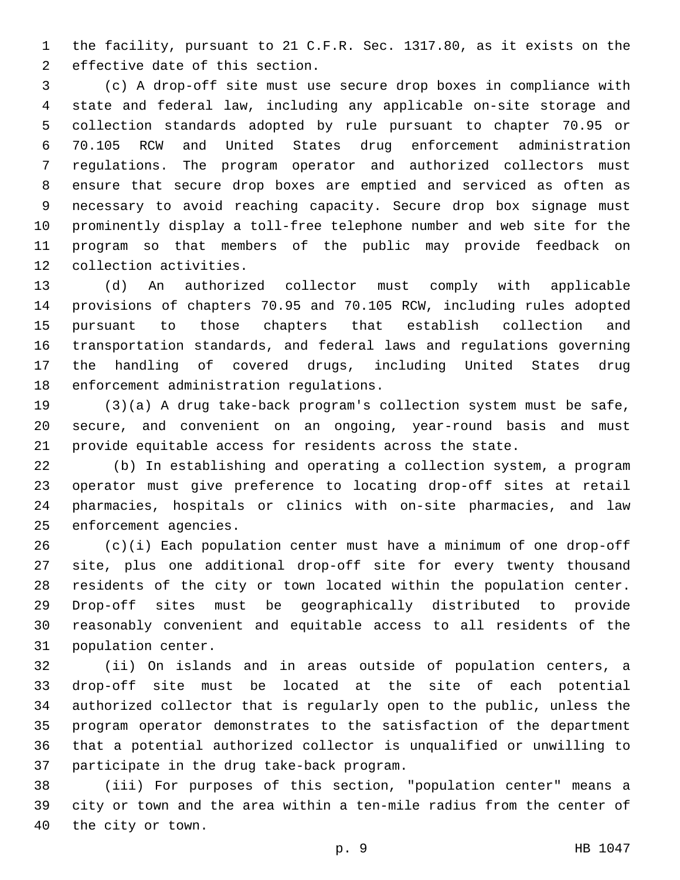the facility, pursuant to 21 C.F.R. Sec. 1317.80, as it exists on the effective date of this section.

(c) A drop-off site must use secure drop boxes in compliance with state and federal law, including any applicable on-site storage and collection standards adopted by rule pursuant to chapter 70.95 or 70.105 RCW and United States drug enforcement administration regulations. The program operator and authorized collectors must ensure that secure drop boxes are emptied and serviced as often as necessary to avoid reaching capacity. Secure drop box signage must prominently display a toll-free telephone number and web site for the program so that members of the public may provide feedback on collection activities.

(d) An authorized collector must comply with applicable provisions of chapters 70.95 and 70.105 RCW, including rules adopted pursuant to those chapters that establish collection and transportation standards, and federal laws and regulations governing the handling of covered drugs, including United States drug enforcement administration regulations.

(3)(a) A drug take-back program's collection system must be safe, secure, and convenient on an ongoing, year-round basis and must provide equitable access for residents across the state.

(b) In establishing and operating a collection system, a program operator must give preference to locating drop-off sites at retail pharmacies, hospitals or clinics with on-site pharmacies, and law enforcement agencies.

(c)(i) Each population center must have a minimum of one drop-off site, plus one additional drop-off site for every twenty thousand residents of the city or town located within the population center. Drop-off sites must be geographically distributed to provide reasonably convenient and equitable access to all residents of the population center.

(ii) On islands and in areas outside of population centers, a drop-off site must be located at the site of each potential authorized collector that is regularly open to the public, unless the program operator demonstrates to the satisfaction of the department that a potential authorized collector is unqualified or unwilling to participate in the drug take-back program.

(iii) For purposes of this section, "population center" means a city or town and the area within a ten-mile radius from the center of the city or town.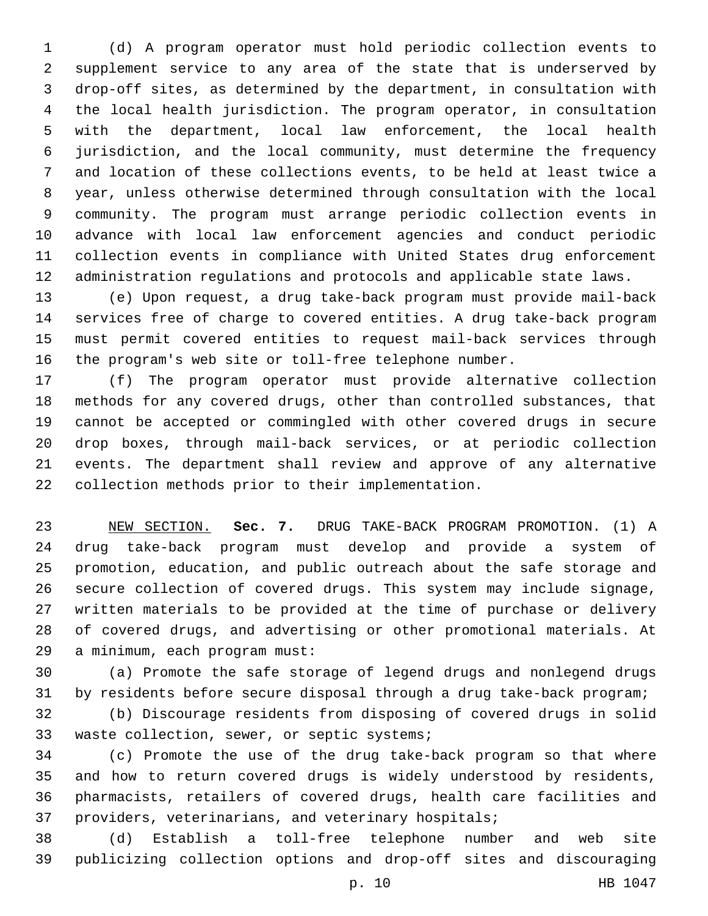(d) A program operator must hold periodic collection events to supplement service to any area of the state that is underserved by drop-off sites, as determined by the department, in consultation with the local health jurisdiction. The program operator, in consultation with the department, local law enforcement, the local health jurisdiction, and the local community, must determine the frequency and location of these collections events, to be held at least twice a year, unless otherwise determined through consultation with the local community. The program must arrange periodic collection events in advance with local law enforcement agencies and conduct periodic collection events in compliance with United States drug enforcement administration regulations and protocols and applicable state laws.

(e) Upon request, a drug take-back program must provide mail-back services free of charge to covered entities. A drug take-back program must permit covered entities to request mail-back services through the program's web site or toll-free telephone number.

(f) The program operator must provide alternative collection methods for any covered drugs, other than controlled substances, that cannot be accepted or commingled with other covered drugs in secure drop boxes, through mail-back services, or at periodic collection events. The department shall review and approve of any alternative collection methods prior to their implementation.

NEW SECTION. **Sec. 7.** DRUG TAKE-BACK PROGRAM PROMOTION. (1) A drug take-back program must develop and provide a system of promotion, education, and public outreach about the safe storage and secure collection of covered drugs. This system may include signage, written materials to be provided at the time of purchase or delivery of covered drugs, and advertising or other promotional materials. At a minimum, each program must:

(a) Promote the safe storage of legend drugs and nonlegend drugs by residents before secure disposal through a drug take-back program;

(b) Discourage residents from disposing of covered drugs in solid waste collection, sewer, or septic systems;

(c) Promote the use of the drug take-back program so that where and how to return covered drugs is widely understood by residents, pharmacists, retailers of covered drugs, health care facilities and providers, veterinarians, and veterinary hospitals;

(d) Establish a toll-free telephone number and web site publicizing collection options and drop-off sites and discouraging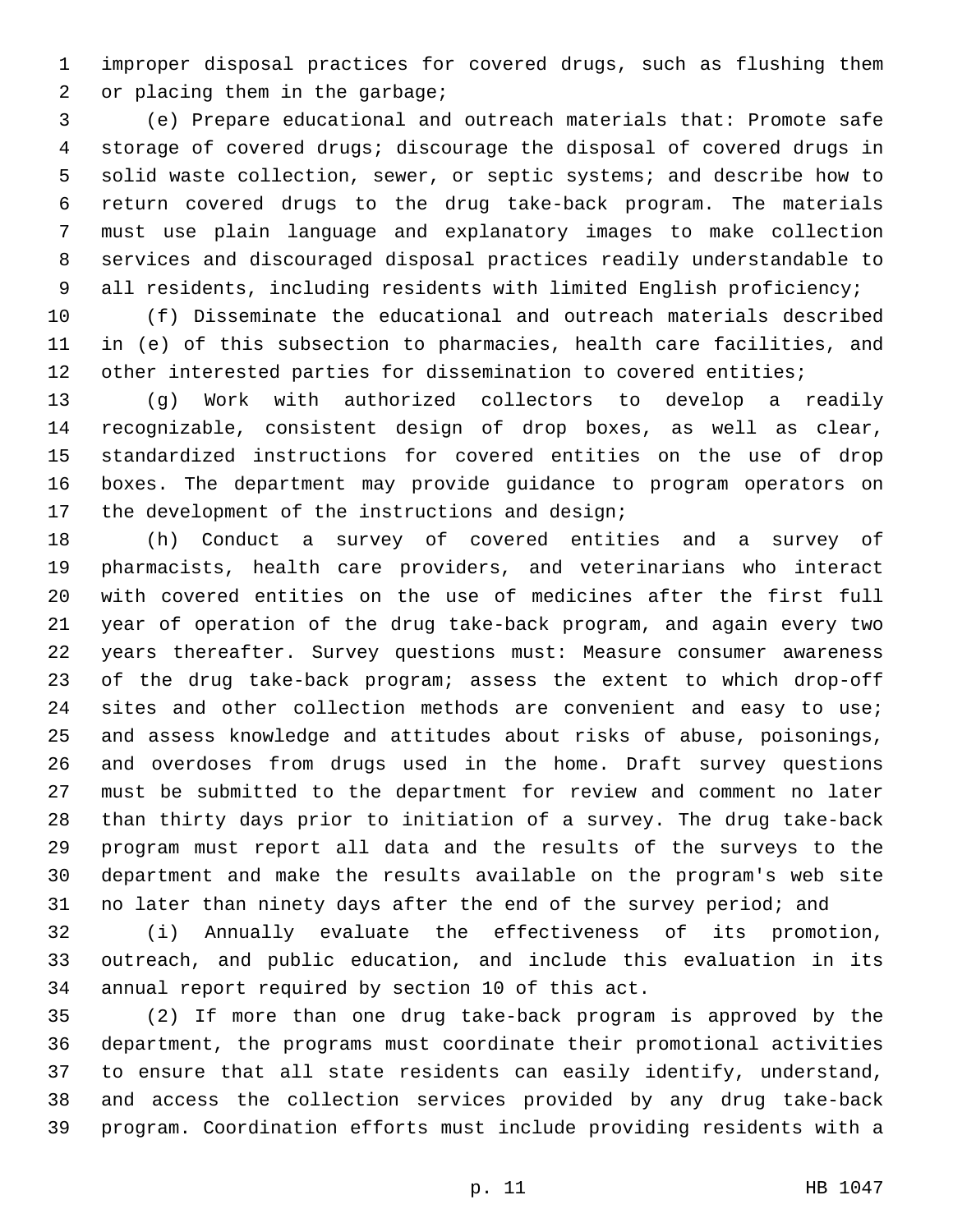improper disposal practices for covered drugs, such as flushing them or placing them in the garbage;

(e) Prepare educational and outreach materials that: Promote safe storage of covered drugs; discourage the disposal of covered drugs in solid waste collection, sewer, or septic systems; and describe how to return covered drugs to the drug take-back program. The materials must use plain language and explanatory images to make collection services and discouraged disposal practices readily understandable to all residents, including residents with limited English proficiency;

(f) Disseminate the educational and outreach materials described in (e) of this subsection to pharmacies, health care facilities, and other interested parties for dissemination to covered entities;

(g) Work with authorized collectors to develop a readily recognizable, consistent design of drop boxes, as well as clear, standardized instructions for covered entities on the use of drop boxes. The department may provide guidance to program operators on the development of the instructions and design;

(h) Conduct a survey of covered entities and a survey of pharmacists, health care providers, and veterinarians who interact with covered entities on the use of medicines after the first full year of operation of the drug take-back program, and again every two years thereafter. Survey questions must: Measure consumer awareness of the drug take-back program; assess the extent to which drop-off sites and other collection methods are convenient and easy to use; and assess knowledge and attitudes about risks of abuse, poisonings, and overdoses from drugs used in the home. Draft survey questions must be submitted to the department for review and comment no later than thirty days prior to initiation of a survey. The drug take-back program must report all data and the results of the surveys to the department and make the results available on the program's web site no later than ninety days after the end of the survey period; and

(i) Annually evaluate the effectiveness of its promotion, outreach, and public education, and include this evaluation in its annual report required by section 10 of this act.

(2) If more than one drug take-back program is approved by the department, the programs must coordinate their promotional activities to ensure that all state residents can easily identify, understand, and access the collection services provided by any drug take-back program. Coordination efforts must include providing residents with a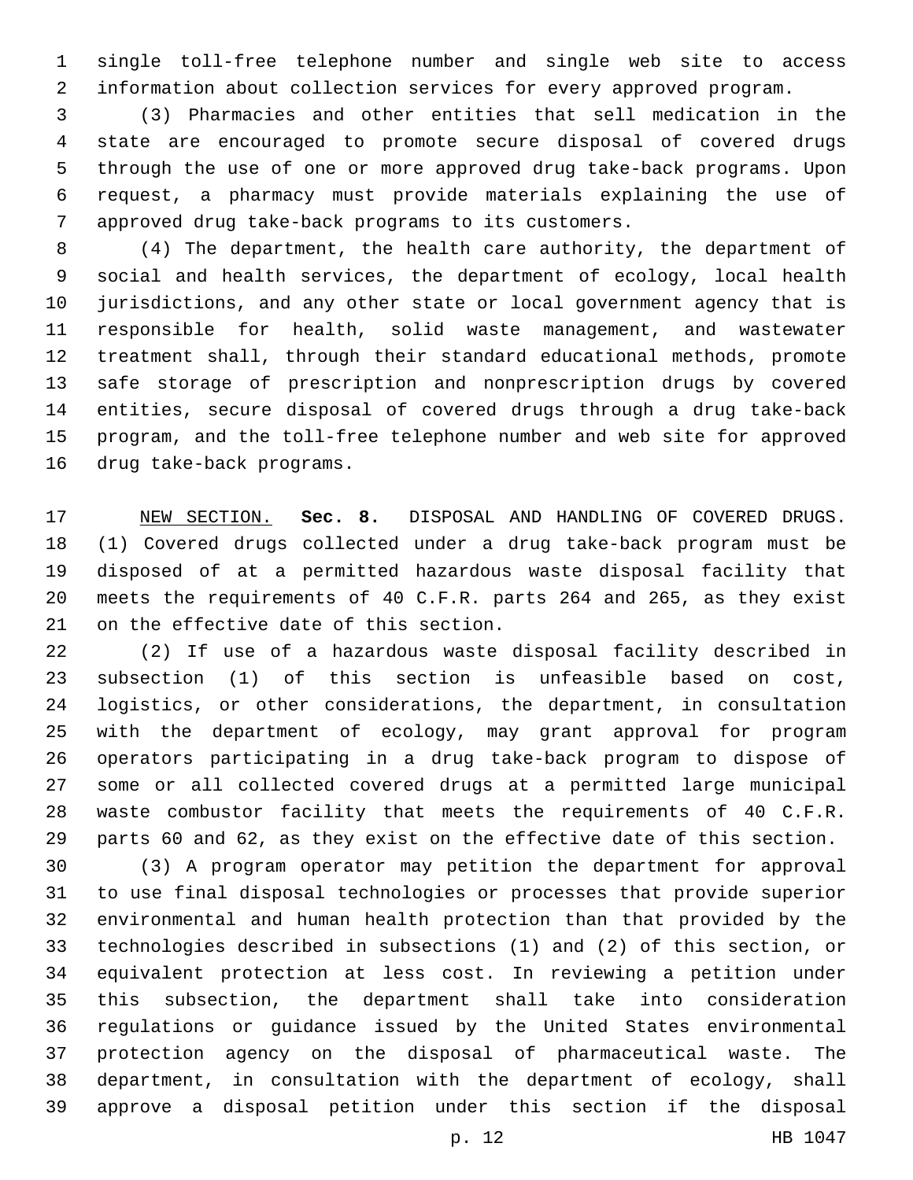single toll-free telephone number and single web site to access information about collection services for every approved program.

(3) Pharmacies and other entities that sell medication in the state are encouraged to promote secure disposal of covered drugs through the use of one or more approved drug take-back programs. Upon request, a pharmacy must provide materials explaining the use of approved drug take-back programs to its customers.

(4) The department, the health care authority, the department of social and health services, the department of ecology, local health jurisdictions, and any other state or local government agency that is responsible for health, solid waste management, and wastewater treatment shall, through their standard educational methods, promote safe storage of prescription and nonprescription drugs by covered entities, secure disposal of covered drugs through a drug take-back program, and the toll-free telephone number and web site for approved drug take-back programs.

NEW SECTION. **Sec. 8.** DISPOSAL AND HANDLING OF COVERED DRUGS. (1) Covered drugs collected under a drug take-back program must be disposed of at a permitted hazardous waste disposal facility that meets the requirements of 40 C.F.R. parts 264 and 265, as they exist on the effective date of this section.

(2) If use of a hazardous waste disposal facility described in subsection (1) of this section is unfeasible based on cost, logistics, or other considerations, the department, in consultation with the department of ecology, may grant approval for program operators participating in a drug take-back program to dispose of some or all collected covered drugs at a permitted large municipal waste combustor facility that meets the requirements of 40 C.F.R. parts 60 and 62, as they exist on the effective date of this section.

(3) A program operator may petition the department for approval to use final disposal technologies or processes that provide superior environmental and human health protection than that provided by the technologies described in subsections (1) and (2) of this section, or equivalent protection at less cost. In reviewing a petition under this subsection, the department shall take into consideration regulations or guidance issued by the United States environmental protection agency on the disposal of pharmaceutical waste. The department, in consultation with the department of ecology, shall approve a disposal petition under this section if the disposal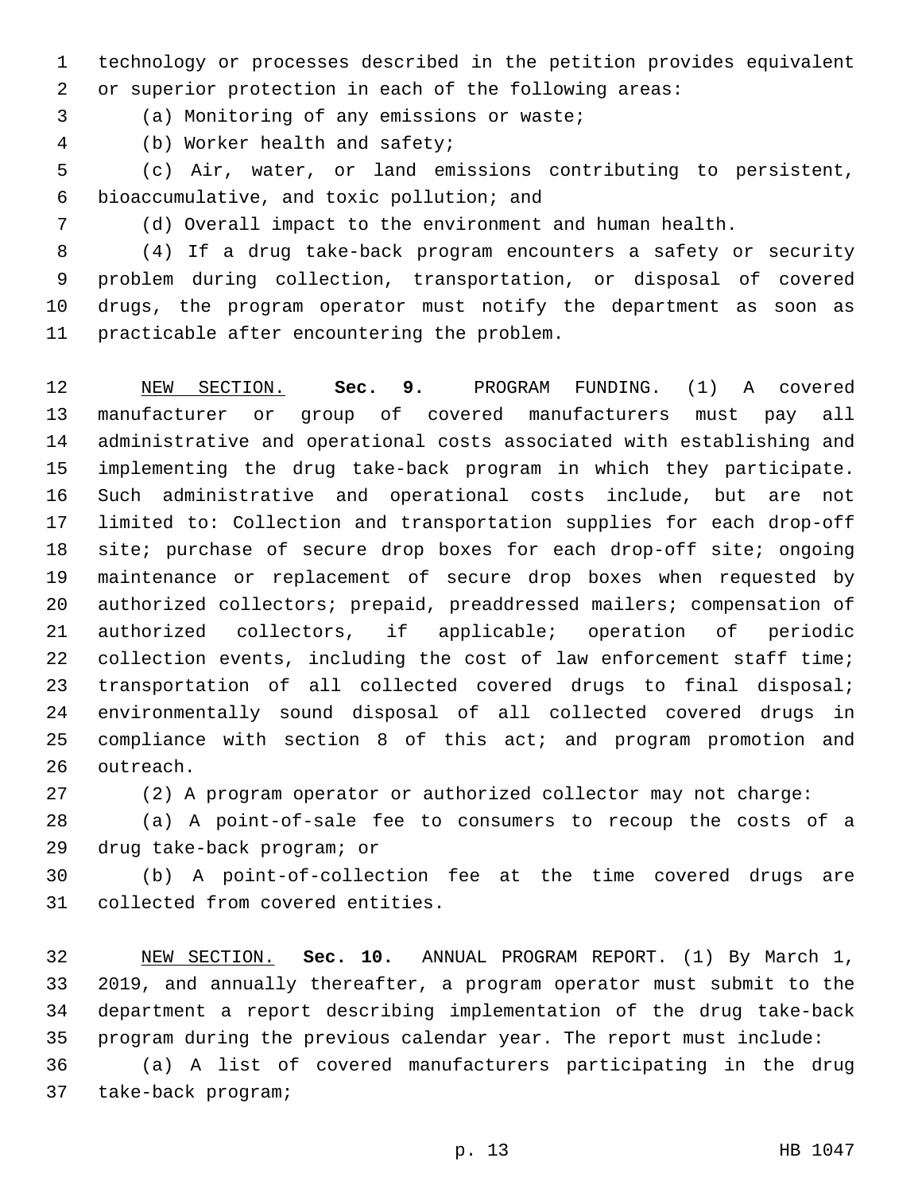technology or processes described in the petition provides equivalent or superior protection in each of the following areas:

(a) Monitoring of any emissions or waste;

(b) Worker health and safety;

(c) Air, water, or land emissions contributing to persistent, bioaccumulative, and toxic pollution; and

(d) Overall impact to the environment and human health.

(4) If a drug take-back program encounters a safety or security problem during collection, transportation, or disposal of covered drugs, the program operator must notify the department as soon as practicable after encountering the problem.

NEW SECTION. **Sec. 9.** PROGRAM FUNDING. (1) A covered manufacturer or group of covered manufacturers must pay all administrative and operational costs associated with establishing and implementing the drug take-back program in which they participate. Such administrative and operational costs include, but are not limited to: Collection and transportation supplies for each drop-off site; purchase of secure drop boxes for each drop-off site; ongoing maintenance or replacement of secure drop boxes when requested by authorized collectors; prepaid, preaddressed mailers; compensation of authorized collectors, if applicable; operation of periodic collection events, including the cost of law enforcement staff time; transportation of all collected covered drugs to final disposal; environmentally sound disposal of all collected covered drugs in compliance with section 8 of this act; and program promotion and outreach.

(2) A program operator or authorized collector may not charge:

(a) A point-of-sale fee to consumers to recoup the costs of a drug take-back program; or

(b) A point-of-collection fee at the time covered drugs are collected from covered entities.

NEW SECTION. **Sec. 10.** ANNUAL PROGRAM REPORT. (1) By March 1, 2019, and annually thereafter, a program operator must submit to the department a report describing implementation of the drug take-back program during the previous calendar year. The report must include:

(a) A list of covered manufacturers participating in the drug take-back program;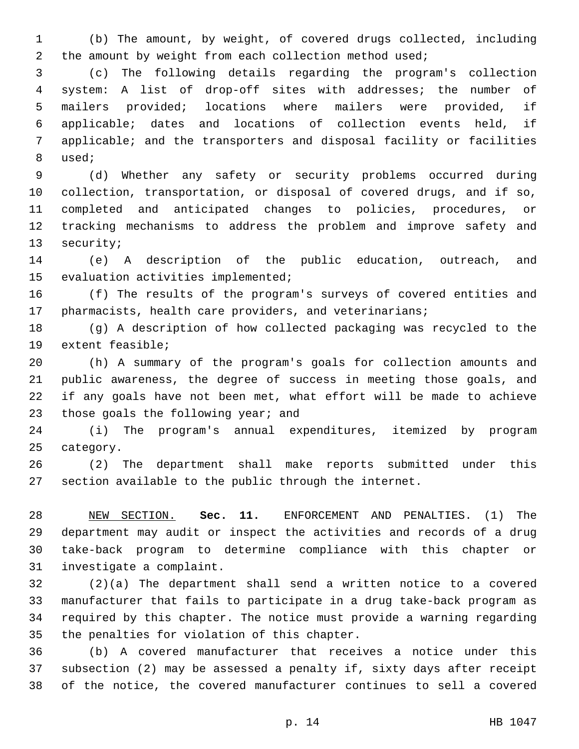(b) The amount, by weight, of covered drugs collected, including the amount by weight from each collection method used;

(c) The following details regarding the program's collection system: A list of drop-off sites with addresses; the number of mailers provided; locations where mailers were provided, if applicable; dates and locations of collection events held, if applicable; and the transporters and disposal facility or facilities used;

(d) Whether any safety or security problems occurred during collection, transportation, or disposal of covered drugs, and if so, completed and anticipated changes to policies, procedures, or tracking mechanisms to address the problem and improve safety and security;

(e) A description of the public education, outreach, and evaluation activities implemented;

(f) The results of the program's surveys of covered entities and pharmacists, health care providers, and veterinarians;

(g) A description of how collected packaging was recycled to the extent feasible;

(h) A summary of the program's goals for collection amounts and public awareness, the degree of success in meeting those goals, and if any goals have not been met, what effort will be made to achieve those goals the following year; and

(i) The program's annual expenditures, itemized by program category.

(2) The department shall make reports submitted under this section available to the public through the internet.

NEW SECTION. **Sec. 11.** ENFORCEMENT AND PENALTIES. (1) The department may audit or inspect the activities and records of a drug take-back program to determine compliance with this chapter or investigate a complaint.

(2)(a) The department shall send a written notice to a covered manufacturer that fails to participate in a drug take-back program as required by this chapter. The notice must provide a warning regarding the penalties for violation of this chapter.

(b) A covered manufacturer that receives a notice under this subsection (2) may be assessed a penalty if, sixty days after receipt of the notice, the covered manufacturer continues to sell a covered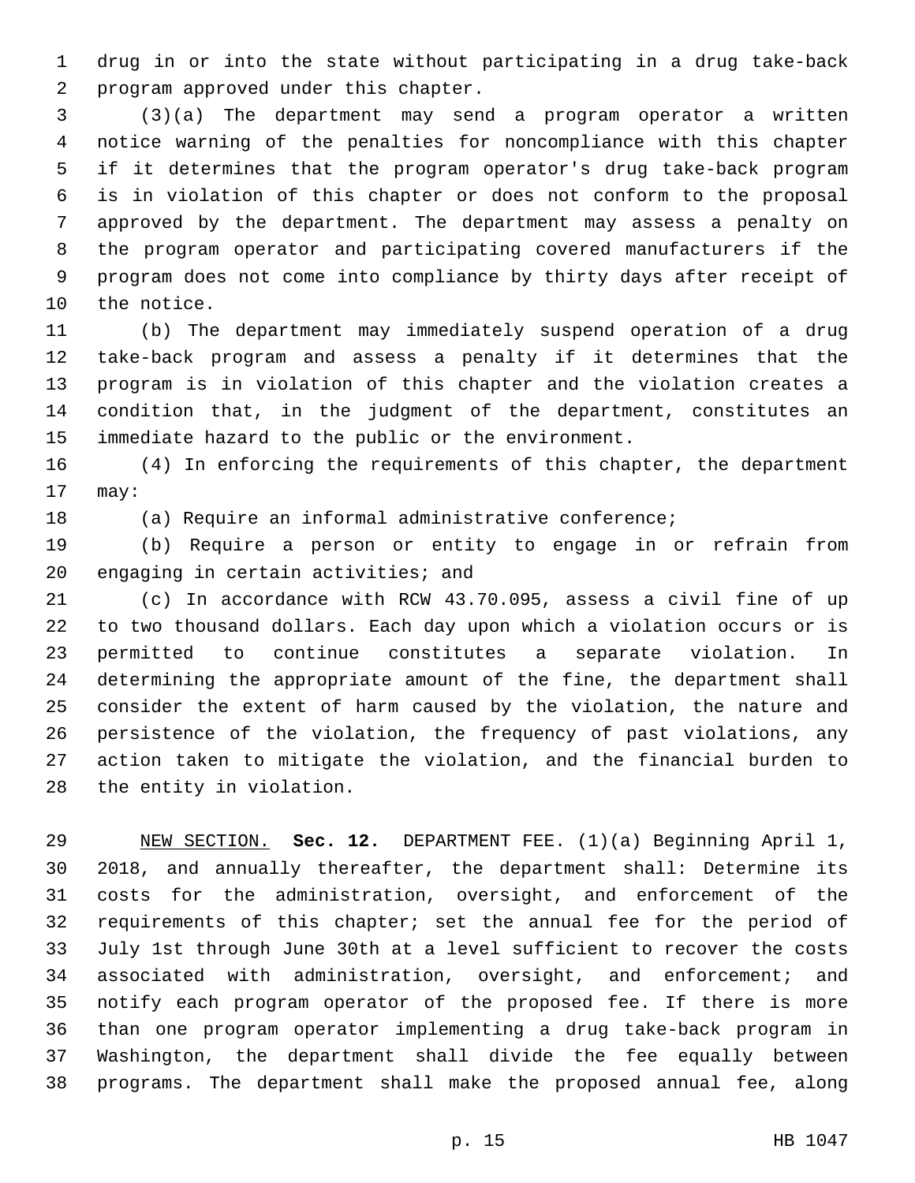drug in or into the state without participating in a drug take-back program approved under this chapter.

(3)(a) The department may send a program operator a written notice warning of the penalties for noncompliance with this chapter if it determines that the program operator's drug take-back program is in violation of this chapter or does not conform to the proposal approved by the department. The department may assess a penalty on the program operator and participating covered manufacturers if the program does not come into compliance by thirty days after receipt of the notice.

(b) The department may immediately suspend operation of a drug take-back program and assess a penalty if it determines that the program is in violation of this chapter and the violation creates a condition that, in the judgment of the department, constitutes an immediate hazard to the public or the environment.

(4) In enforcing the requirements of this chapter, the department may:

(a) Require an informal administrative conference;

(b) Require a person or entity to engage in or refrain from engaging in certain activities; and

(c) In accordance with RCW 43.70.095, assess a civil fine of up to two thousand dollars. Each day upon which a violation occurs or is permitted to continue constitutes a separate violation. In determining the appropriate amount of the fine, the department shall consider the extent of harm caused by the violation, the nature and persistence of the violation, the frequency of past violations, any action taken to mitigate the violation, and the financial burden to the entity in violation.

NEW SECTION. **Sec. 12.** DEPARTMENT FEE. (1)(a) Beginning April 1, 2018, and annually thereafter, the department shall: Determine its costs for the administration, oversight, and enforcement of the requirements of this chapter; set the annual fee for the period of July 1st through June 30th at a level sufficient to recover the costs associated with administration, oversight, and enforcement; and notify each program operator of the proposed fee. If there is more than one program operator implementing a drug take-back program in Washington, the department shall divide the fee equally between programs. The department shall make the proposed annual fee, along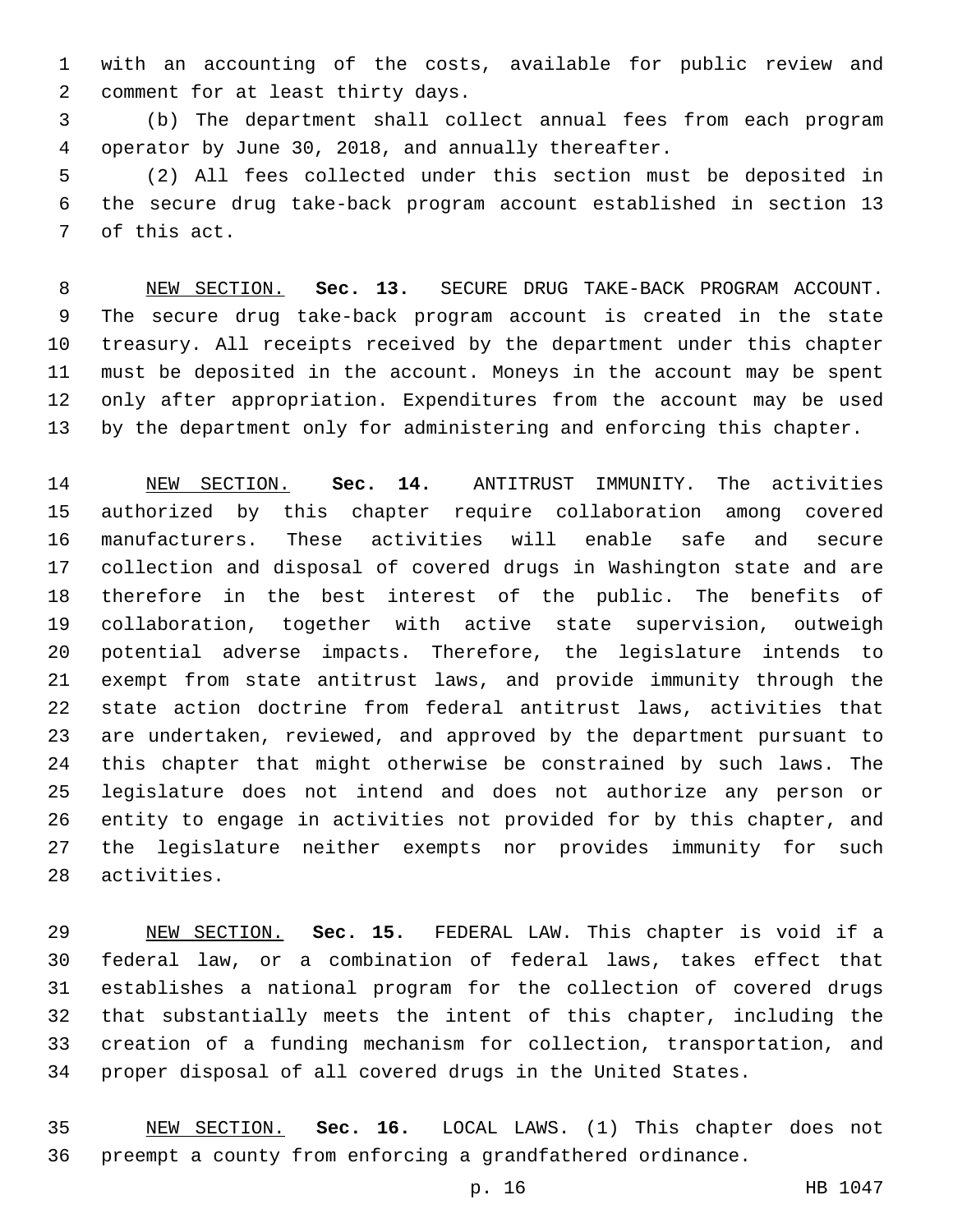with an accounting of the costs, available for public review and comment for at least thirty days.

(b) The department shall collect annual fees from each program operator by June 30, 2018, and annually thereafter.

(2) All fees collected under this section must be deposited in the secure drug take-back program account established in section 13 of this act.

NEW SECTION. **Sec. 13.** SECURE DRUG TAKE-BACK PROGRAM ACCOUNT. The secure drug take-back program account is created in the state treasury. All receipts received by the department under this chapter must be deposited in the account. Moneys in the account may be spent only after appropriation. Expenditures from the account may be used by the department only for administering and enforcing this chapter.

NEW SECTION. **Sec. 14.** ANTITRUST IMMUNITY. The activities authorized by this chapter require collaboration among covered manufacturers. These activities will enable safe and secure collection and disposal of covered drugs in Washington state and are therefore in the best interest of the public. The benefits of collaboration, together with active state supervision, outweigh potential adverse impacts. Therefore, the legislature intends to exempt from state antitrust laws, and provide immunity through the state action doctrine from federal antitrust laws, activities that are undertaken, reviewed, and approved by the department pursuant to this chapter that might otherwise be constrained by such laws. The legislature does not intend and does not authorize any person or entity to engage in activities not provided for by this chapter, and the legislature neither exempts nor provides immunity for such activities.

NEW SECTION. **Sec. 15.** FEDERAL LAW. This chapter is void if a federal law, or a combination of federal laws, takes effect that establishes a national program for the collection of covered drugs that substantially meets the intent of this chapter, including the creation of a funding mechanism for collection, transportation, and proper disposal of all covered drugs in the United States.

NEW SECTION. **Sec. 16.** LOCAL LAWS. (1) This chapter does not preempt a county from enforcing a grandfathered ordinance.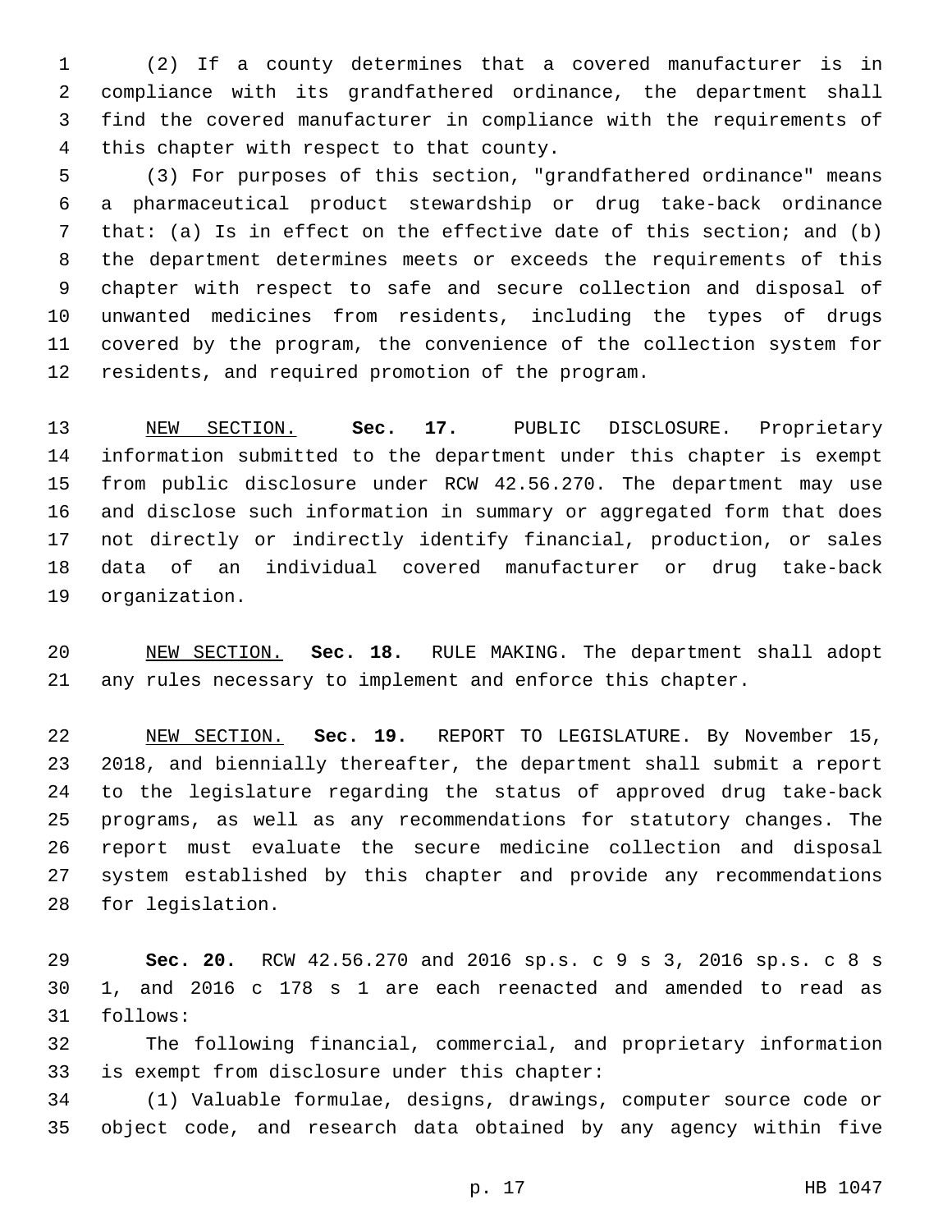(2) If a county determines that a covered manufacturer is in compliance with its grandfathered ordinance, the department shall find the covered manufacturer in compliance with the requirements of this chapter with respect to that county.

(3) For purposes of this section, "grandfathered ordinance" means a pharmaceutical product stewardship or drug take-back ordinance that: (a) Is in effect on the effective date of this section; and (b) the department determines meets or exceeds the requirements of this chapter with respect to safe and secure collection and disposal of unwanted medicines from residents, including the types of drugs covered by the program, the convenience of the collection system for residents, and required promotion of the program.

NEW SECTION. **Sec. 17.** PUBLIC DISCLOSURE. Proprietary information submitted to the department under this chapter is exempt from public disclosure under RCW 42.56.270. The department may use and disclose such information in summary or aggregated form that does not directly or indirectly identify financial, production, or sales data of an individual covered manufacturer or drug take-back organization.

NEW SECTION. **Sec. 18.** RULE MAKING. The department shall adopt any rules necessary to implement and enforce this chapter.

NEW SECTION. **Sec. 19.** REPORT TO LEGISLATURE. By November 15, 2018, and biennially thereafter, the department shall submit a report to the legislature regarding the status of approved drug take-back programs, as well as any recommendations for statutory changes. The report must evaluate the secure medicine collection and disposal system established by this chapter and provide any recommendations for legislation.

**Sec. 20.** RCW 42.56.270 and 2016 sp.s. c 9 s 3, 2016 sp.s. c 8 s 1, and 2016 c 178 s 1 are each reenacted and amended to read as follows:

The following financial, commercial, and proprietary information is exempt from disclosure under this chapter:

(1) Valuable formulae, designs, drawings, computer source code or object code, and research data obtained by any agency within five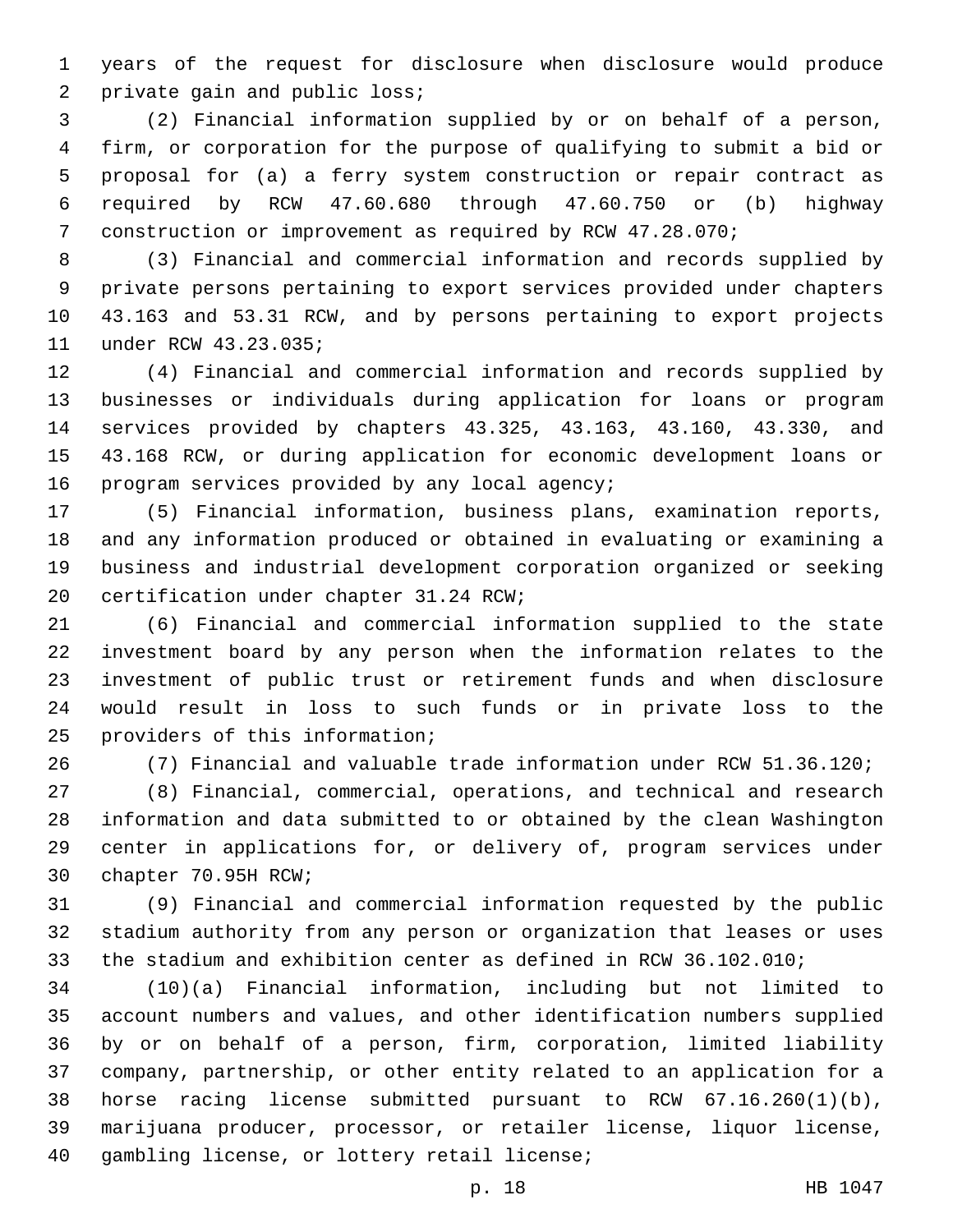years of the request for disclosure when disclosure would produce private gain and public loss;

(2) Financial information supplied by or on behalf of a person, firm, or corporation for the purpose of qualifying to submit a bid or proposal for (a) a ferry system construction or repair contract as required by RCW 47.60.680 through 47.60.750 or (b) highway construction or improvement as required by RCW 47.28.070;

(3) Financial and commercial information and records supplied by private persons pertaining to export services provided under chapters 43.163 and 53.31 RCW, and by persons pertaining to export projects under RCW 43.23.035;

(4) Financial and commercial information and records supplied by businesses or individuals during application for loans or program services provided by chapters 43.325, 43.163, 43.160, 43.330, and 43.168 RCW, or during application for economic development loans or program services provided by any local agency;

(5) Financial information, business plans, examination reports, and any information produced or obtained in evaluating or examining a business and industrial development corporation organized or seeking certification under chapter 31.24 RCW;

(6) Financial and commercial information supplied to the state investment board by any person when the information relates to the investment of public trust or retirement funds and when disclosure would result in loss to such funds or in private loss to the providers of this information;

(7) Financial and valuable trade information under RCW 51.36.120;

(8) Financial, commercial, operations, and technical and research information and data submitted to or obtained by the clean Washington center in applications for, or delivery of, program services under chapter 70.95H RCW;

(9) Financial and commercial information requested by the public stadium authority from any person or organization that leases or uses the stadium and exhibition center as defined in RCW 36.102.010;

(10)(a) Financial information, including but not limited to account numbers and values, and other identification numbers supplied by or on behalf of a person, firm, corporation, limited liability company, partnership, or other entity related to an application for a horse racing license submitted pursuant to RCW 67.16.260(1)(b), marijuana producer, processor, or retailer license, liquor license, gambling license, or lottery retail license;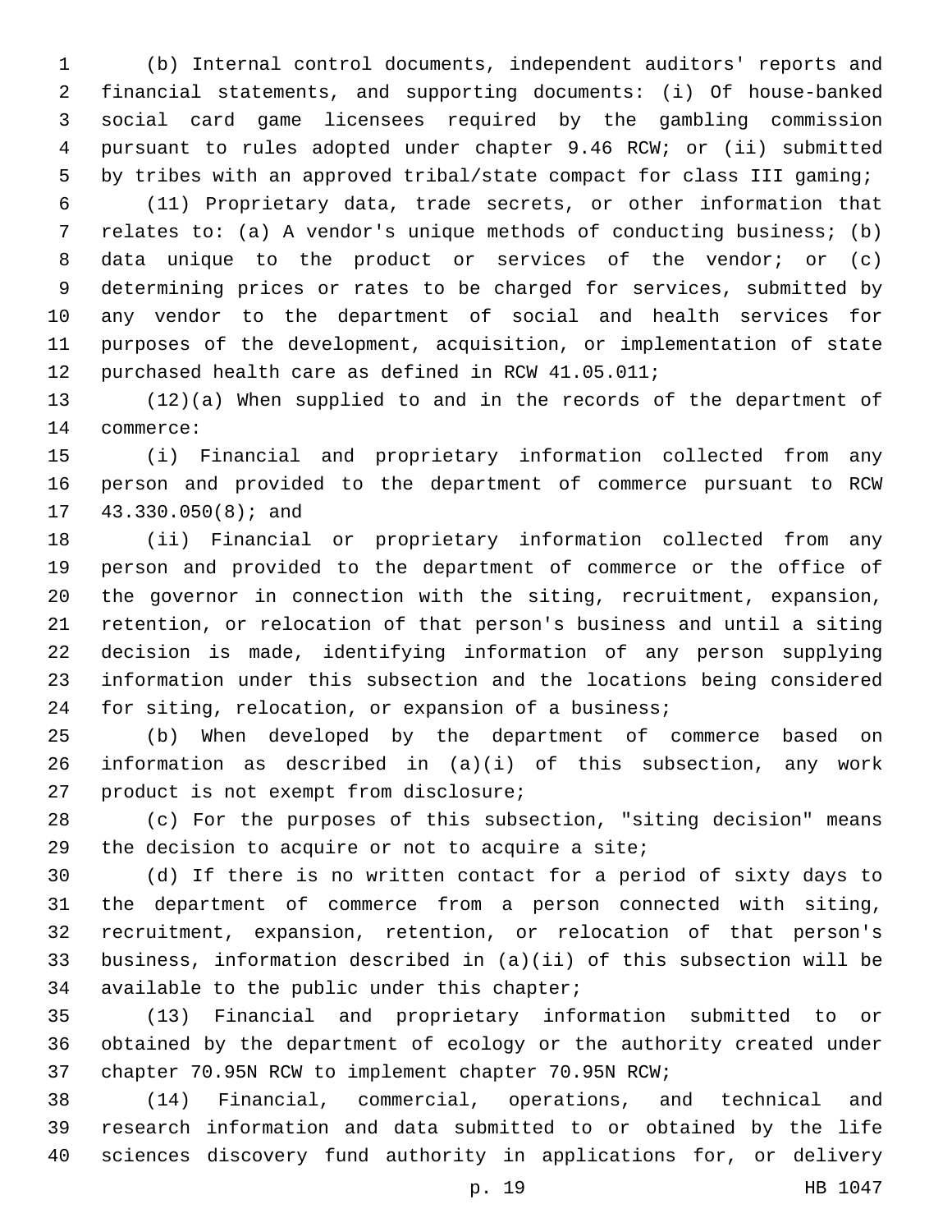(b) Internal control documents, independent auditors' reports and financial statements, and supporting documents: (i) Of house-banked social card game licensees required by the gambling commission pursuant to rules adopted under chapter 9.46 RCW; or (ii) submitted by tribes with an approved tribal/state compact for class III gaming;

(11) Proprietary data, trade secrets, or other information that relates to: (a) A vendor's unique methods of conducting business; (b) data unique to the product or services of the vendor; or (c) determining prices or rates to be charged for services, submitted by any vendor to the department of social and health services for purposes of the development, acquisition, or implementation of state purchased health care as defined in RCW 41.05.011;

(12)(a) When supplied to and in the records of the department of commerce:

(i) Financial and proprietary information collected from any person and provided to the department of commerce pursuant to RCW 43.330.050(8); and

(ii) Financial or proprietary information collected from any person and provided to the department of commerce or the office of the governor in connection with the siting, recruitment, expansion, retention, or relocation of that person's business and until a siting decision is made, identifying information of any person supplying information under this subsection and the locations being considered for siting, relocation, or expansion of a business;

(b) When developed by the department of commerce based on information as described in (a)(i) of this subsection, any work product is not exempt from disclosure;

(c) For the purposes of this subsection, "siting decision" means the decision to acquire or not to acquire a site;

(d) If there is no written contact for a period of sixty days to the department of commerce from a person connected with siting, recruitment, expansion, retention, or relocation of that person's business, information described in (a)(ii) of this subsection will be available to the public under this chapter;

(13) Financial and proprietary information submitted to or obtained by the department of ecology or the authority created under chapter 70.95N RCW to implement chapter 70.95N RCW;

(14) Financial, commercial, operations, and technical and research information and data submitted to or obtained by the life sciences discovery fund authority in applications for, or delivery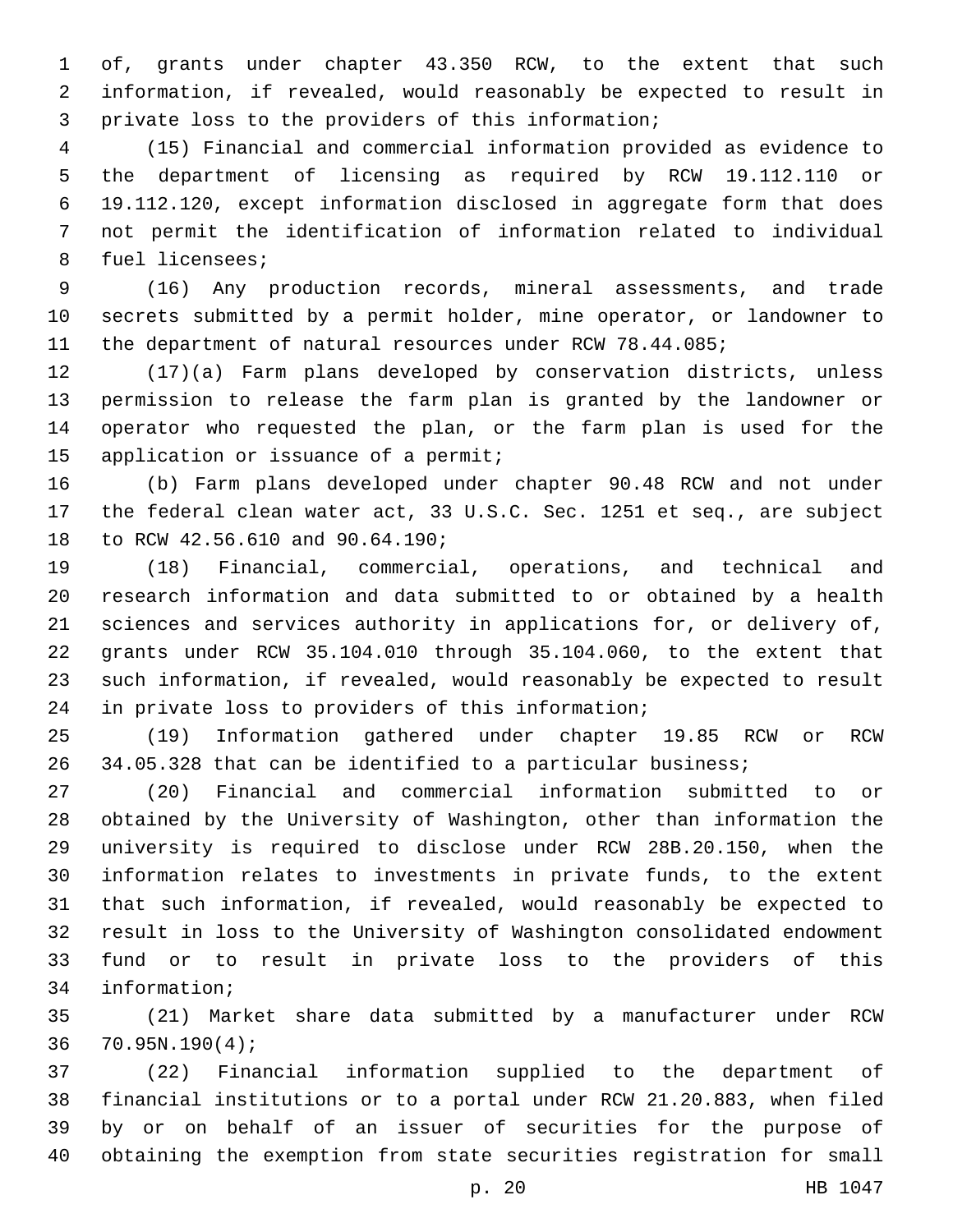of, grants under chapter 43.350 RCW, to the extent that such information, if revealed, would reasonably be expected to result in private loss to the providers of this information;

(15) Financial and commercial information provided as evidence to the department of licensing as required by RCW 19.112.110 or 19.112.120, except information disclosed in aggregate form that does not permit the identification of information related to individual fuel licensees;

(16) Any production records, mineral assessments, and trade secrets submitted by a permit holder, mine operator, or landowner to the department of natural resources under RCW 78.44.085;

(17)(a) Farm plans developed by conservation districts, unless permission to release the farm plan is granted by the landowner or operator who requested the plan, or the farm plan is used for the application or issuance of a permit;

(b) Farm plans developed under chapter 90.48 RCW and not under the federal clean water act, 33 U.S.C. Sec. 1251 et seq., are subject to RCW 42.56.610 and 90.64.190;

(18) Financial, commercial, operations, and technical and research information and data submitted to or obtained by a health sciences and services authority in applications for, or delivery of, grants under RCW 35.104.010 through 35.104.060, to the extent that such information, if revealed, would reasonably be expected to result in private loss to providers of this information;

(19) Information gathered under chapter 19.85 RCW or RCW 34.05.328 that can be identified to a particular business;

(20) Financial and commercial information submitted to or obtained by the University of Washington, other than information the university is required to disclose under RCW 28B.20.150, when the information relates to investments in private funds, to the extent that such information, if revealed, would reasonably be expected to result in loss to the University of Washington consolidated endowment fund or to result in private loss to the providers of this information;

(21) Market share data submitted by a manufacturer under RCW 70.95N.190(4);

(22) Financial information supplied to the department of financial institutions or to a portal under RCW 21.20.883, when filed by or on behalf of an issuer of securities for the purpose of obtaining the exemption from state securities registration for small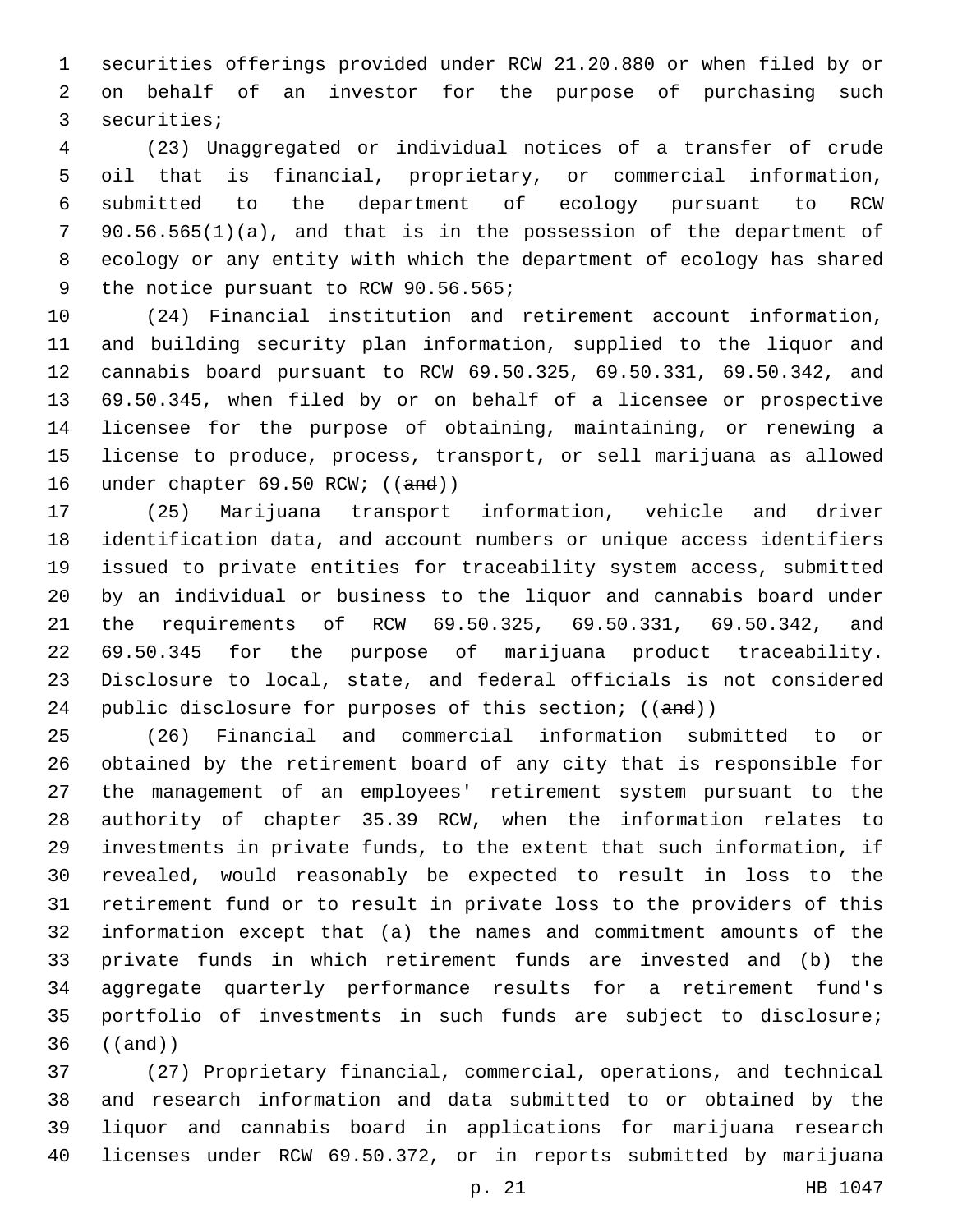securities offerings provided under RCW 21.20.880 or when filed by or on behalf of an investor for the purpose of purchasing such securities;

(23) Unaggregated or individual notices of a transfer of crude oil that is financial, proprietary, or commercial information, submitted to the department of ecology pursuant to RCW 90.56.565(1)(a), and that is in the possession of the department of ecology or any entity with which the department of ecology has shared the notice pursuant to RCW 90.56.565;

(24) Financial institution and retirement account information, and building security plan information, supplied to the liquor and cannabis board pursuant to RCW 69.50.325, 69.50.331, 69.50.342, and 69.50.345, when filed by or on behalf of a licensee or prospective licensee for the purpose of obtaining, maintaining, or renewing a license to produce, process, transport, or sell marijuana as allowed under chapter 69.50 RCW; ((~~and~~))

(25) Marijuana transport information, vehicle and driver identification data, and account numbers or unique access identifiers issued to private entities for traceability system access, submitted by an individual or business to the liquor and cannabis board under the requirements of RCW 69.50.325, 69.50.331, 69.50.342, and 69.50.345 for the purpose of marijuana product traceability. Disclosure to local, state, and federal officials is not considered public disclosure for purposes of this section; ((~~and~~))

(26) Financial and commercial information submitted to or obtained by the retirement board of any city that is responsible for the management of an employees' retirement system pursuant to the authority of chapter 35.39 RCW, when the information relates to investments in private funds, to the extent that such information, if revealed, would reasonably be expected to result in loss to the retirement fund or to result in private loss to the providers of this information except that (a) the names and commitment amounts of the private funds in which retirement funds are invested and (b) the aggregate quarterly performance results for a retirement fund's portfolio of investments in such funds are subject to disclosure; ((~~and~~))

(27) Proprietary financial, commercial, operations, and technical and research information and data submitted to or obtained by the liquor and cannabis board in applications for marijuana research licenses under RCW 69.50.372, or in reports submitted by marijuana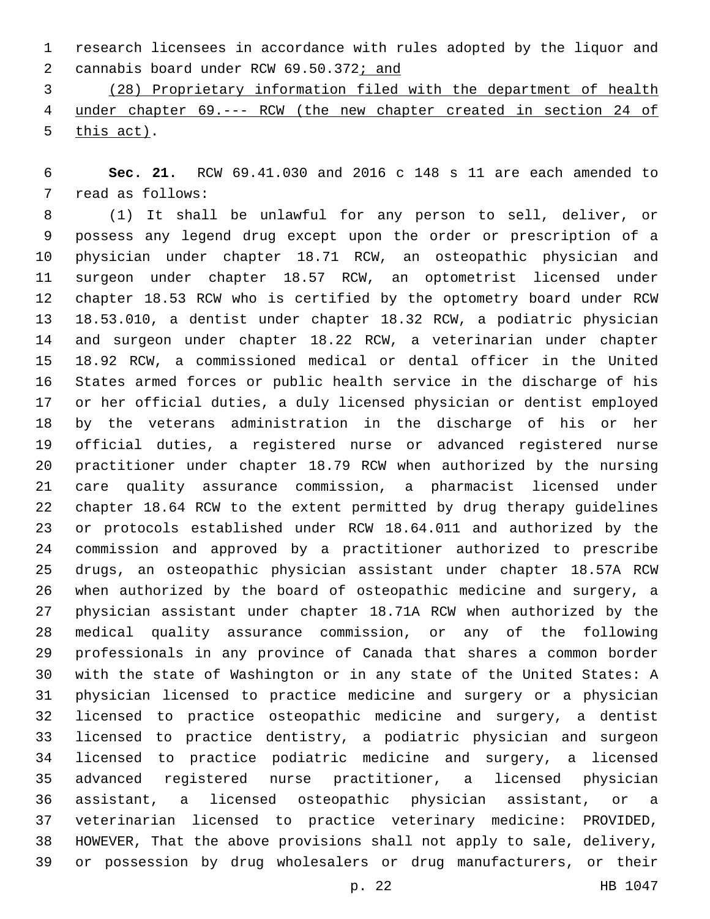research licensees in accordance with rules adopted by the liquor and cannabis board under RCW 69.50.372; and

(28) Proprietary information filed with the department of health under chapter 69.--- RCW (the new chapter created in section 24 of this act).

**Sec. 21.** RCW 69.41.030 and 2016 c 148 s 11 are each amended to read as follows:

(1) It shall be unlawful for any person to sell, deliver, or possess any legend drug except upon the order or prescription of a physician under chapter 18.71 RCW, an osteopathic physician and surgeon under chapter 18.57 RCW, an optometrist licensed under chapter 18.53 RCW who is certified by the optometry board under RCW 18.53.010, a dentist under chapter 18.32 RCW, a podiatric physician and surgeon under chapter 18.22 RCW, a veterinarian under chapter 18.92 RCW, a commissioned medical or dental officer in the United States armed forces or public health service in the discharge of his or her official duties, a duly licensed physician or dentist employed by the veterans administration in the discharge of his or her official duties, a registered nurse or advanced registered nurse practitioner under chapter 18.79 RCW when authorized by the nursing care quality assurance commission, a pharmacist licensed under chapter 18.64 RCW to the extent permitted by drug therapy guidelines or protocols established under RCW 18.64.011 and authorized by the commission and approved by a practitioner authorized to prescribe drugs, an osteopathic physician assistant under chapter 18.57A RCW when authorized by the board of osteopathic medicine and surgery, a physician assistant under chapter 18.71A RCW when authorized by the medical quality assurance commission, or any of the following professionals in any province of Canada that shares a common border with the state of Washington or in any state of the United States: A physician licensed to practice medicine and surgery or a physician licensed to practice osteopathic medicine and surgery, a dentist licensed to practice dentistry, a podiatric physician and surgeon licensed to practice podiatric medicine and surgery, a licensed advanced registered nurse practitioner, a licensed physician assistant, a licensed osteopathic physician assistant, or a veterinarian licensed to practice veterinary medicine: PROVIDED, HOWEVER, That the above provisions shall not apply to sale, delivery, or possession by drug wholesalers or drug manufacturers, or their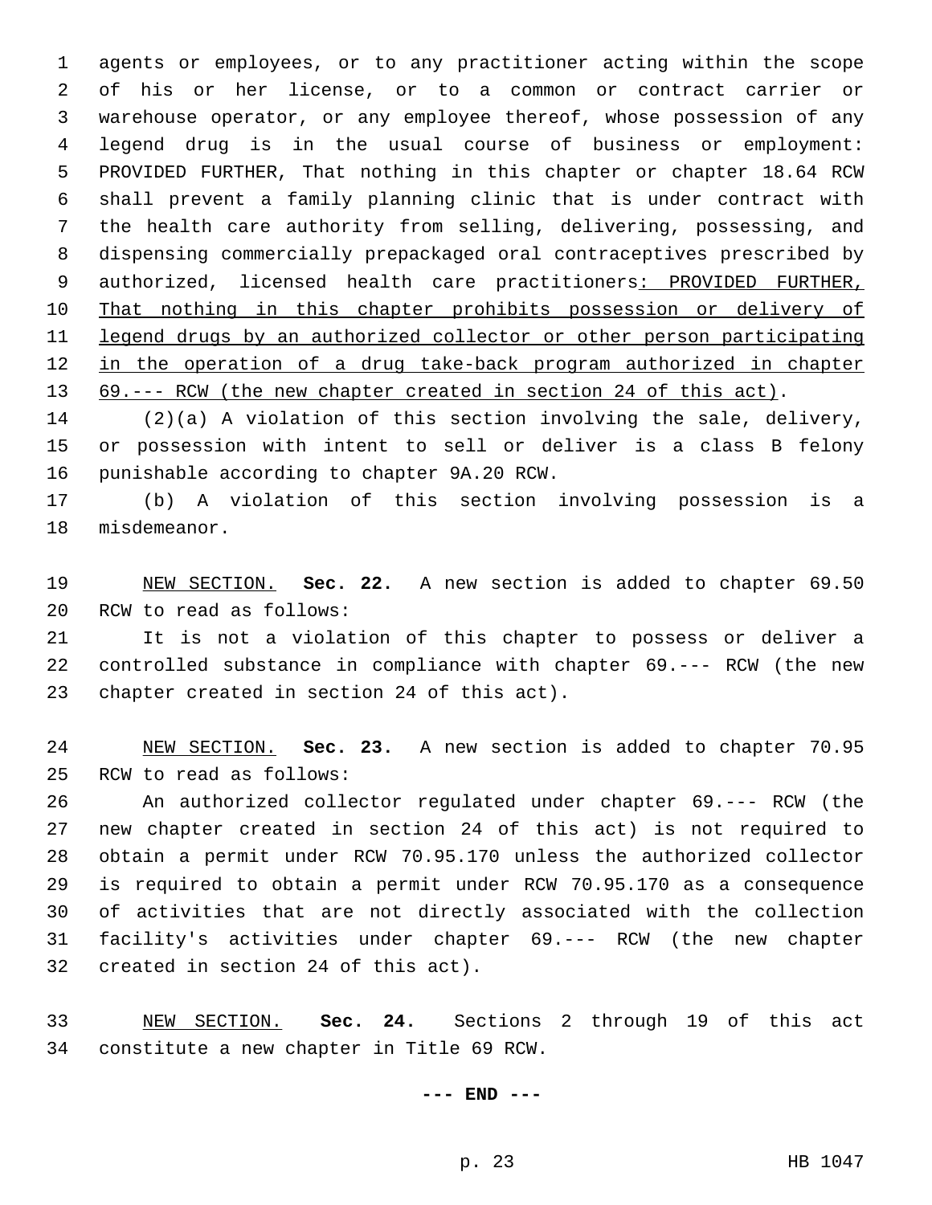agents or employees, or to any practitioner acting within the scope of his or her license, or to a common or contract carrier or warehouse operator, or any employee thereof, whose possession of any legend drug is in the usual course of business or employment: PROVIDED FURTHER, That nothing in this chapter or chapter 18.64 RCW shall prevent a family planning clinic that is under contract with the health care authority from selling, delivering, possessing, and dispensing commercially prepackaged oral contraceptives prescribed by authorized, licensed health care practitioners: PROVIDED FURTHER, That nothing in this chapter prohibits possession or delivery of legend drugs by an authorized collector or other person participating in the operation of a drug take-back program authorized in chapter 69.--- RCW (the new chapter created in section 24 of this act).

(2)(a) A violation of this section involving the sale, delivery, or possession with intent to sell or deliver is a class B felony punishable according to chapter 9A.20 RCW.

(b) A violation of this section involving possession is a misdemeanor.

NEW SECTION. **Sec. 22.** A new section is added to chapter 69.50 RCW to read as follows:

It is not a violation of this chapter to possess or deliver a controlled substance in compliance with chapter 69.--- RCW (the new chapter created in section 24 of this act).

NEW SECTION. **Sec. 23.** A new section is added to chapter 70.95 RCW to read as follows:

An authorized collector regulated under chapter 69.--- RCW (the new chapter created in section 24 of this act) is not required to obtain a permit under RCW 70.95.170 unless the authorized collector is required to obtain a permit under RCW 70.95.170 as a consequence of activities that are not directly associated with the collection facility's activities under chapter 69.--- RCW (the new chapter created in section 24 of this act).

NEW SECTION. **Sec. 24.** Sections 2 through 19 of this act constitute a new chapter in Title 69 RCW.

**--- END ---**